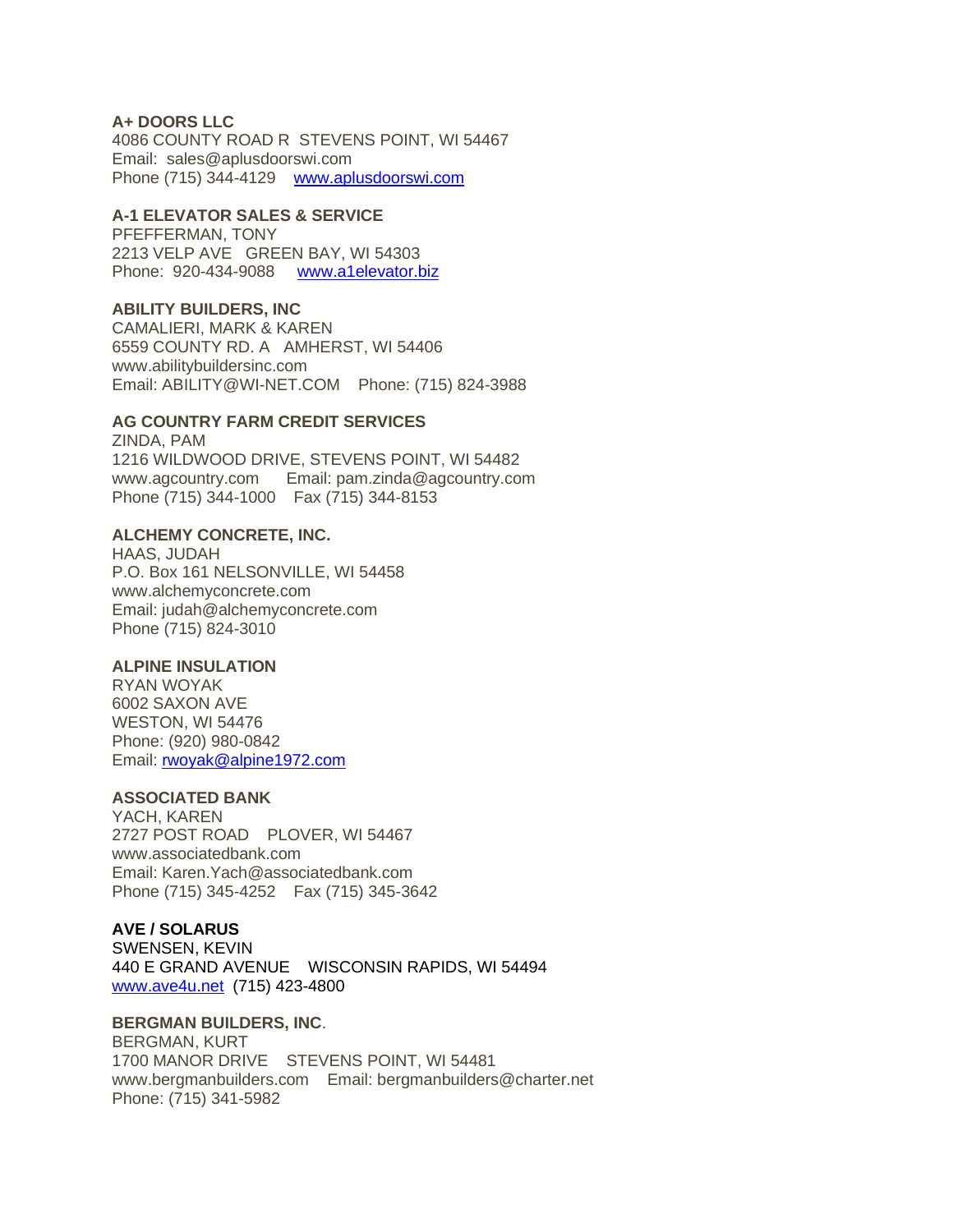**A+ DOORS LLC**
4086 COUNTY ROAD R  STEVENS POINT, WI 54467
Email:  sales@aplusdoorswi.com
Phone (715) 344-4129    www.aplusdoorswi.com

**A-1 ELEVATOR SALES & SERVICE**
PFEFFERMAN, TONY
2213 VELP AVE   GREEN BAY, WI 54303
Phone:  920-434-9088    www.a1elevator.biz

**ABILITY BUILDERS, INC**
CAMALIERI, MARK & KAREN
6559 COUNTY RD. A   AMHERST, WI 54406
www.abilitybuildersinc.com
Email: ABILITY@WI-NET.COM    Phone: (715) 824-3988

**AG COUNTRY FARM CREDIT SERVICES**
ZINDA, PAM
1216 WILDWOOD DRIVE, STEVENS POINT, WI 54482
www.agcountry.com    Email: pam.zinda@agcountry.com
Phone (715) 344-1000    Fax (715) 344-8153

**ALCHEMY CONCRETE, INC.**
HAAS, JUDAH
P.O. Box 161 NELSONVILLE, WI 54458
www.alchemyconcrete.com
Email: judah@alchemyconcrete.com
Phone (715) 824-3010

**ALPINE INSULATION**
RYAN WOYAK
6002 SAXON AVE
WESTON, WI 54476
Phone: (920) 980-0842
Email: rwoyak@alpine1972.com

**ASSOCIATED BANK**
YACH, KAREN
2727 POST ROAD    PLOVER, WI 54467
www.associatedbank.com
Email: Karen.Yach@associatedbank.com
Phone (715) 345-4252    Fax (715) 345-3642

**AVE / SOLARUS**
SWENSEN, KEVIN
440 E GRAND AVENUE    WISCONSIN RAPIDS, WI 54494
www.ave4u.net  (715) 423-4800

**BERGMAN BUILDERS, INC**.
BERGMAN, KURT
1700 MANOR DRIVE    STEVENS POINT, WI 54481
www.bergmanbuilders.com    Email: bergmanbuilders@charter.net
Phone: (715) 341-5982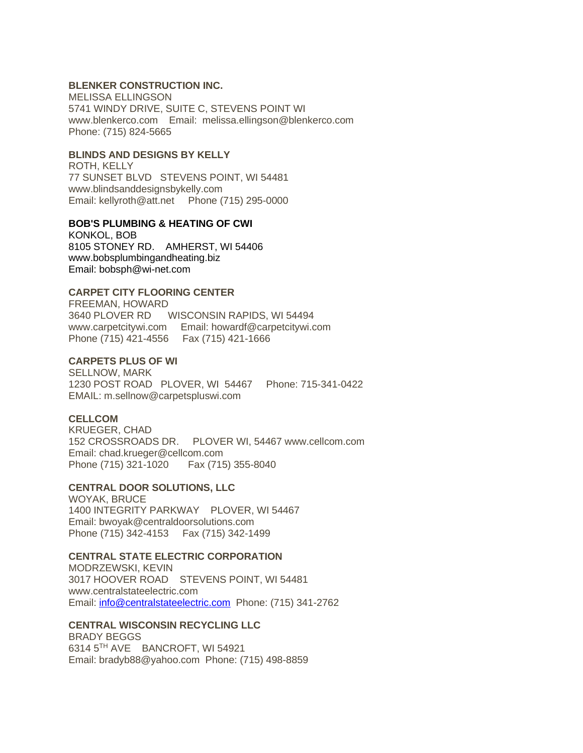**BLENKER CONSTRUCTION INC.**
MELISSA ELLINGSON
5741 WINDY DRIVE, SUITE C, STEVENS POINT WI
www.blenkerco.com Email: melissa.ellingson@blenkerco.com
Phone: (715) 824-5665

**BLINDS AND DESIGNS BY KELLY**
ROTH, KELLY
77 SUNSET BLVD STEVENS POINT, WI 54481
www.blindsanddesignsbykelly.com
Email: kellyroth@att.net Phone (715) 295-0000

**BOB'S PLUMBING & HEATING OF CWI**
KONKOL, BOB
8105 STONEY RD. AMHERST, WI 54406
www.bobsplumbingandheating.biz
Email: bobsph@wi-net.com

**CARPET CITY FLOORING CENTER**
FREEMAN, HOWARD
3640 PLOVER RD WISCONSIN RAPIDS, WI 54494
www.carpetcitywi.com Email: howardf@carpetcitywi.com
Phone (715) 421-4556 Fax (715) 421-1666

**CARPETS PLUS OF WI**
SELLNOW, MARK
1230 POST ROAD PLOVER, WI 54467 Phone: 715-341-0422
EMAIL: m.sellnow@carpetspluswi.com

**CELLCOM**
KRUEGER, CHAD
152 CROSSROADS DR. PLOVER WI, 54467 www.cellcom.com
Email: chad.krueger@cellcom.com
Phone (715) 321-1020 Fax (715) 355-8040

**CENTRAL DOOR SOLUTIONS, LLC**
WOYAK, BRUCE
1400 INTEGRITY PARKWAY PLOVER, WI 54467
Email: bwoyak@centraldoorsolutions.com
Phone (715) 342-4153 Fax (715) 342-1499

**CENTRAL STATE ELECTRIC CORPORATION**
MODRZEWSKI, KEVIN
3017 HOOVER ROAD STEVENS POINT, WI 54481
www.centralstateelectric.com
Email: info@centralstateelectric.com Phone: (715) 341-2762

**CENTRAL WISCONSIN RECYCLING LLC**
BRADY BEGGS
6314 5TH AVE BANCROFT, WI 54921
Email: bradyb88@yahoo.com Phone: (715) 498-8859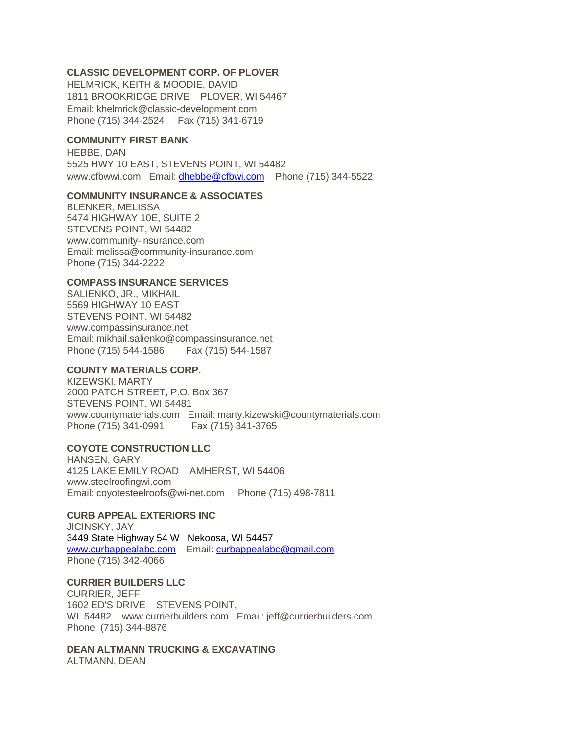**CLASSIC DEVELOPMENT CORP. OF PLOVER**
HELMRICK, KEITH & MOODIE, DAVID
1811 BROOKRIDGE DRIVE  PLOVER, WI 54467
Email: khelmrick@classic-development.com
Phone (715) 344-2524  Fax (715) 341-6719

**COMMUNITY FIRST BANK**
HEBBE, DAN
5525 HWY 10 EAST, STEVENS POINT, WI 54482
www.cfbwwi.com  Email: dhebbe@cfbwi.com  Phone (715) 344-5522

**COMMUNITY INSURANCE & ASSOCIATES**
BLENKER, MELISSA
5474 HIGHWAY 10E, SUITE 2
STEVENS POINT, WI 54482
www.community-insurance.com
Email: melissa@community-insurance.com
Phone (715) 344-2222

**COMPASS INSURANCE SERVICES**
SALIENKO, JR., MIKHAIL
5569 HIGHWAY 10 EAST
STEVENS POINT, WI 54482
www.compassinsurance.net
Email: mikhail.salienko@compassinsurance.net
Phone (715) 544-1586  Fax (715) 544-1587

**COUNTY MATERIALS CORP.**
KIZEWSKI, MARTY
2000 PATCH STREET, P.O. Box 367
STEVENS POINT, WI 54481
www.countymaterials.com  Email: marty.kizewski@countymaterials.com
Phone (715) 341-0991  Fax (715) 341-3765

**COYOTE CONSTRUCTION LLC**
HANSEN, GARY
4125 LAKE EMILY ROAD  AMHERST, WI 54406
www.steelroofingwi.com
Email: coyotesteelroofs@wi-net.com  Phone (715) 498-7811

**CURB APPEAL EXTERIORS INC**
JICINSKY, JAY
3449 State Highway 54 W  Nekoosa, WI 54457
www.curbappealabc.com  Email: curbappealabc@gmail.com
Phone (715) 342-4066

**CURRIER BUILDERS LLC**
CURRIER, JEFF
1602 ED'S DRIVE  STEVENS POINT,
WI 54482  www.currierbuilders.com  Email: jeff@currierbuilders.com
Phone (715) 344-8876

**DEAN ALTMANN TRUCKING & EXCAVATING**
ALTMANN, DEAN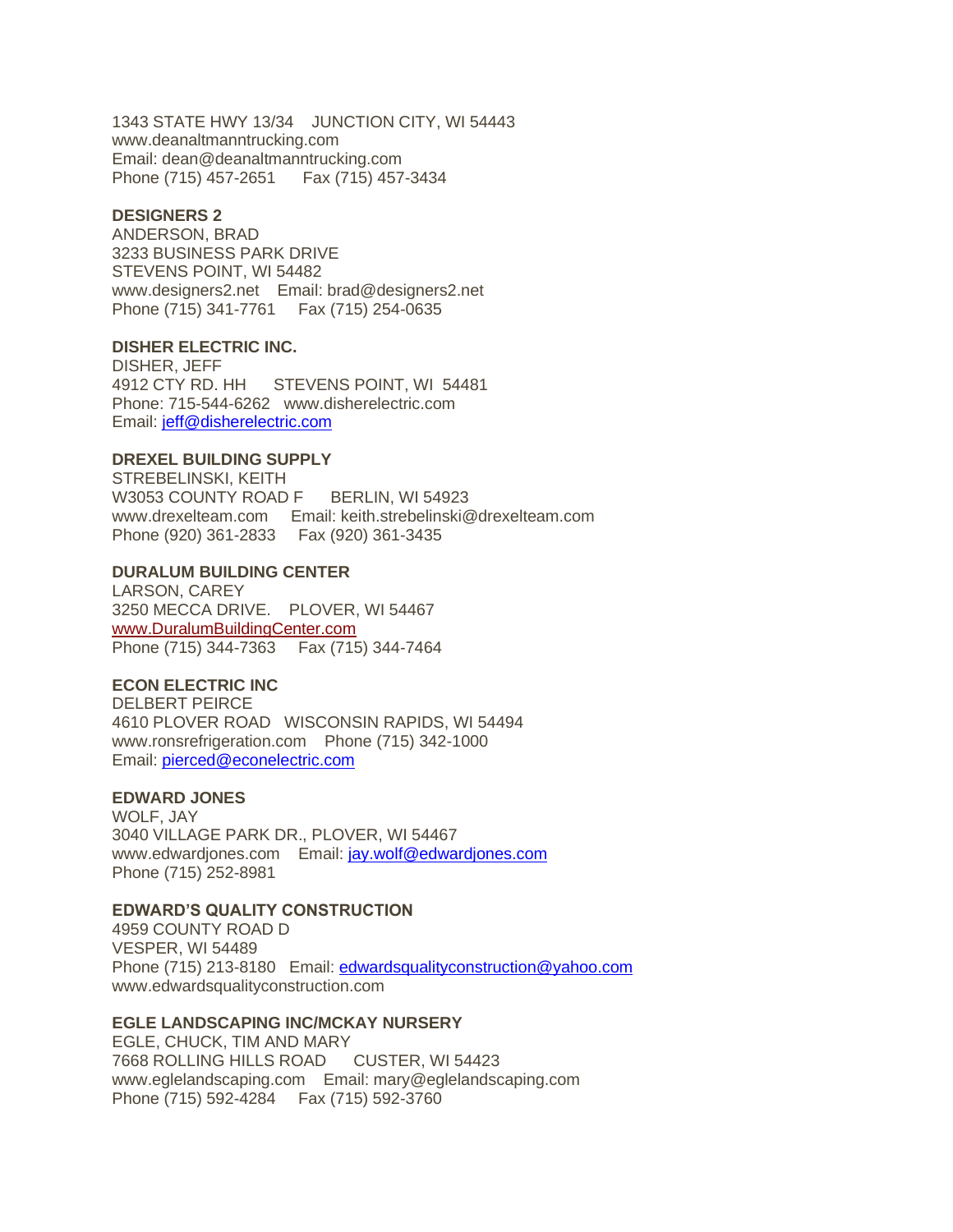1343 STATE HWY 13/34    JUNCTION CITY, WI 54443
www.deanaltmanntrucking.com
Email: dean@deanaltmanntrucking.com
Phone (715) 457-2651    Fax (715) 457-3434

**DESIGNERS 2**
ANDERSON, BRAD
3233 BUSINESS PARK DRIVE
STEVENS POINT, WI 54482
www.designers2.net    Email: brad@designers2.net
Phone (715) 341-7761    Fax (715) 254-0635

**DISHER ELECTRIC INC.**
DISHER, JEFF
4912 CTY RD. HH    STEVENS POINT, WI 54481
Phone: 715-544-6262   www.disherelectric.com
Email: jeff@disherelectric.com

**DREXEL BUILDING SUPPLY**
STREBELINSKI, KEITH
W3053 COUNTY ROAD F    BERLIN, WI 54923
www.drexelteam.com    Email: keith.strebelinski@drexelteam.com
Phone (920) 361-2833    Fax (920) 361-3435

**DURALUM BUILDING CENTER**
LARSON, CAREY
3250 MECCA DRIVE.    PLOVER, WI 54467
www.DuralumBuildingCenter.com
Phone (715) 344-7363    Fax (715) 344-7464

**ECON ELECTRIC INC**
DELBERT PEIRCE
4610 PLOVER ROAD   WISCONSIN RAPIDS, WI 54494
www.ronsrefrigeration.com    Phone (715) 342-1000
Email: pierced@econelectric.com

**EDWARD JONES**
WOLF, JAY
3040 VILLAGE PARK DR., PLOVER, WI 54467
www.edwardjones.com    Email: jay.wolf@edwardjones.com
Phone (715) 252-8981

**EDWARD'S QUALITY CONSTRUCTION**
4959 COUNTY ROAD D
VESPER, WI 54489
Phone (715) 213-8180   Email: edwardsqualityconstruction@yahoo.com
www.edwardsqualityconstruction.com

**EGLE LANDSCAPING INC/MCKAY NURSERY**
EGLE, CHUCK, TIM AND MARY
7668 ROLLING HILLS ROAD    CUSTER, WI 54423
www.eglelandscaping.com    Email: mary@eglelandscaping.com
Phone (715) 592-4284    Fax (715) 592-3760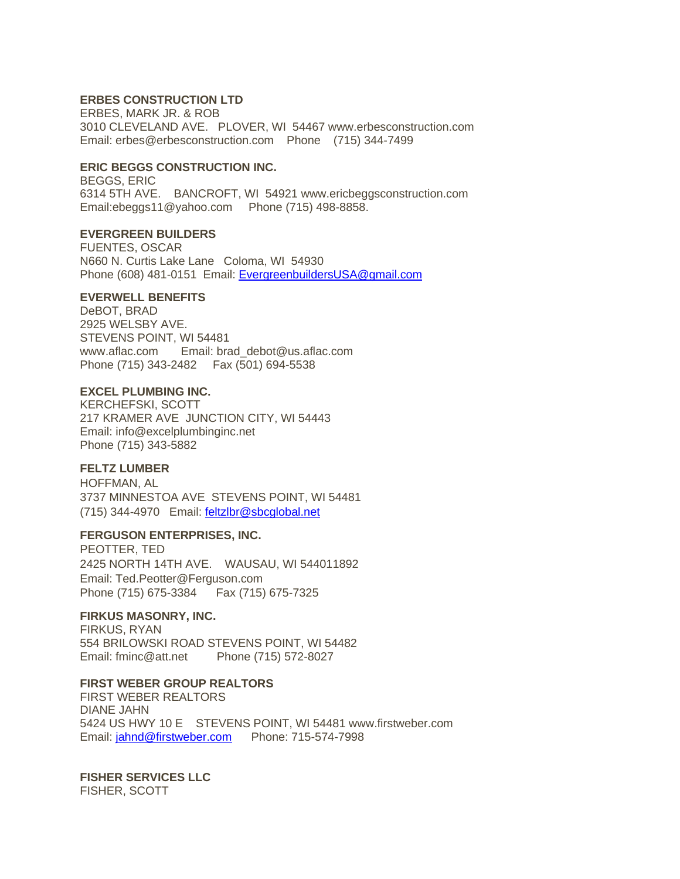**ERBES CONSTRUCTION LTD**
ERBES, MARK JR. & ROB
3010 CLEVELAND AVE. PLOVER, WI 54467 www.erbesconstruction.com
Email: erbes@erbesconstruction.com Phone (715) 344-7499

**ERIC BEGGS CONSTRUCTION INC.**
BEGGS, ERIC
6314 5TH AVE. BANCROFT, WI 54921 www.ericbeggsconstruction.com
Email:ebeggs11@yahoo.com Phone (715) 498-8858.

**EVERGREEN BUILDERS**
FUENTES, OSCAR
N660 N. Curtis Lake Lane Coloma, WI 54930
Phone (608) 481-0151 Email: EvergreenbuildersUSA@gmail.com

**EVERWELL BENEFITS**
DeBOT, BRAD
2925 WELSBY AVE.
STEVENS POINT, WI 54481
www.aflac.com Email: brad_debot@us.aflac.com
Phone (715) 343-2482 Fax (501) 694-5538

**EXCEL PLUMBING INC.**
KERCHEFSKI, SCOTT
217 KRAMER AVE JUNCTION CITY, WI 54443
Email: info@excelplumbinginc.net
Phone (715) 343-5882

**FELTZ LUMBER**
HOFFMAN, AL
3737 MINNESTOA AVE STEVENS POINT, WI 54481
(715) 344-4970 Email: feltzlbr@sbcglobal.net

**FERGUSON ENTERPRISES, INC.**
PEOTTER, TED
2425 NORTH 14TH AVE. WAUSAU, WI 544011892
Email: Ted.Peotter@Ferguson.com
Phone (715) 675-3384 Fax (715) 675-7325

**FIRKUS MASONRY, INC.**
FIRKUS, RYAN
554 BRILOWSKI ROAD STEVENS POINT, WI 54482
Email: fminc@att.net Phone (715) 572-8027

**FIRST WEBER GROUP REALTORS**
FIRST WEBER REALTORS
DIANE JAHN
5424 US HWY 10 E STEVENS POINT, WI 54481 www.firstweber.com
Email: jahnd@firstweber.com Phone: 715-574-7998

**FISHER SERVICES LLC**
FISHER, SCOTT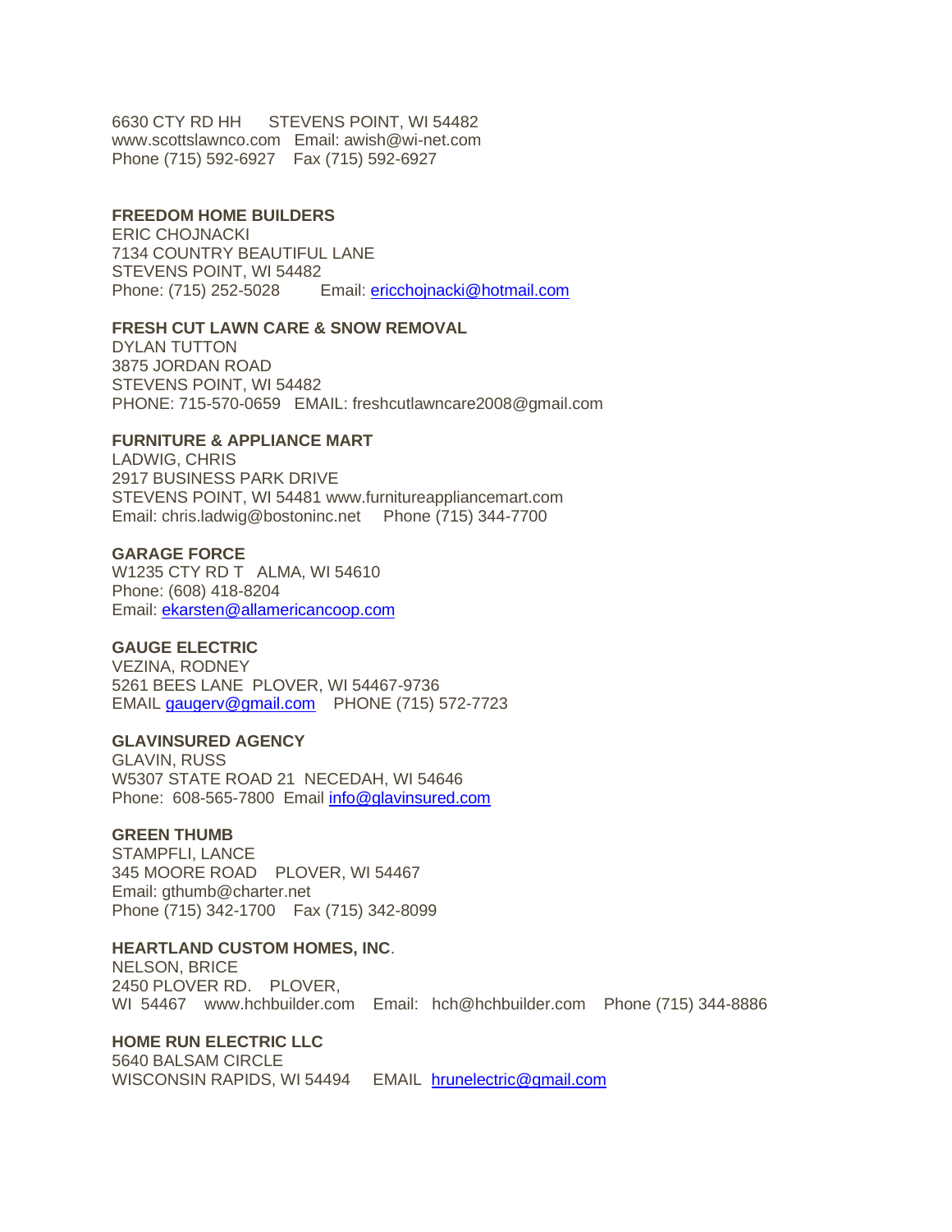6630 CTY RD HH  STEVENS POINT, WI 54482
www.scottslawnco.com  Email: awish@wi-net.com
Phone (715) 592-6927  Fax (715) 592-6927

**FREEDOM HOME BUILDERS**
ERIC CHOJNACKI
7134 COUNTRY BEAUTIFUL LANE
STEVENS POINT, WI 54482
Phone: (715) 252-5028  Email: ericchojnacki@hotmail.com

**FRESH CUT LAWN CARE & SNOW REMOVAL**
DYLAN TUTTON
3875 JORDAN ROAD
STEVENS POINT, WI 54482
PHONE: 715-570-0659  EMAIL: freshcutlawncare2008@gmail.com

**FURNITURE & APPLIANCE MART**
LADWIG, CHRIS
2917 BUSINESS PARK DRIVE
STEVENS POINT, WI 54481 www.furnitureappliancemart.com
Email: chris.ladwig@bostoninc.net  Phone (715) 344-7700

**GARAGE FORCE**
W1235 CTY RD T  ALMA, WI 54610
Phone: (608) 418-8204
Email: ekarsten@allamericancoop.com

**GAUGE ELECTRIC**
VEZINA, RODNEY
5261 BEES LANE  PLOVER, WI 54467-9736
EMAIL gaugerv@gmail.com  PHONE (715) 572-7723

**GLAVINSURED AGENCY**
GLAVIN, RUSS
W5307 STATE ROAD 21  NECEDAH, WI 54646
Phone: 608-565-7800  Email info@glavinsured.com

**GREEN THUMB**
STAMPFLI, LANCE
345 MOORE ROAD  PLOVER, WI 54467
Email: gthumb@charter.net
Phone (715) 342-1700  Fax (715) 342-8099

**HEARTLAND CUSTOM HOMES, INC**.
NELSON, BRICE
2450 PLOVER RD.  PLOVER,
WI 54467  www.hchbuilder.com  Email: hch@hchbuilder.com  Phone (715) 344-8886

**HOME RUN ELECTRIC LLC**
5640 BALSAM CIRCLE
WISCONSIN RAPIDS, WI 54494  EMAIL hrunelectric@gmail.com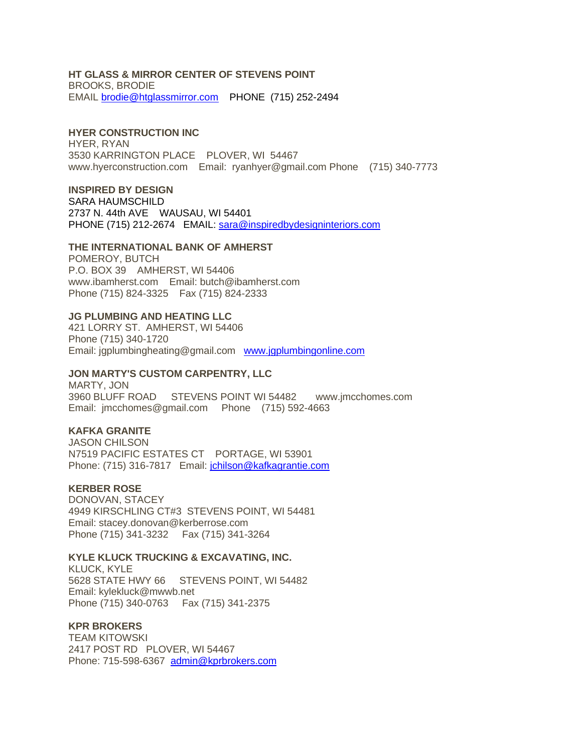**HT GLASS & MIRROR CENTER OF STEVENS POINT**
BROOKS, BRODIE
EMAIL brodie@htglassmirror.com PHONE (715) 252-2494

**HYER CONSTRUCTION INC**
HYER, RYAN
3530 KARRINGTON PLACE PLOVER, WI 54467
www.hyerconstruction.com Email: ryanhyer@gmail.com Phone (715) 340-7773

**INSPIRED BY DESIGN**
SARA HAUMSCHILD
2737 N. 44th AVE WAUSAU, WI 54401
PHONE (715) 212-2674 EMAIL: sara@inspiredbydesigninteriors.com

**THE INTERNATIONAL BANK OF AMHERST**
POMEROY, BUTCH
P.O. BOX 39 AMHERST, WI 54406
www.ibamherst.com Email: butch@ibamherst.com
Phone (715) 824-3325 Fax (715) 824-2333

**JG PLUMBING AND HEATING LLC**
421 LORRY ST. AMHERST, WI 54406
Phone (715) 340-1720
Email: jgplumbingheating@gmail.com www.jgplumbingonline.com

**JON MARTY'S CUSTOM CARPENTRY, LLC**
MARTY, JON
3960 BLUFF ROAD STEVENS POINT WI 54482 www.jmcchomes.com
Email: jmcchomes@gmail.com Phone (715) 592-4663

**KAFKA GRANITE**
JASON CHILSON
N7519 PACIFIC ESTATES CT PORTAGE, WI 53901
Phone: (715) 316-7817 Email: jchilson@kafkagrantie.com

**KERBER ROSE**
DONOVAN, STACEY
4949 KIRSCHLING CT#3 STEVENS POINT, WI 54481
Email: stacey.donovan@kerberrose.com
Phone (715) 341-3232 Fax (715) 341-3264

**KYLE KLUCK TRUCKING & EXCAVATING, INC.**
KLUCK, KYLE
5628 STATE HWY 66 STEVENS POINT, WI 54482
Email: kylekluck@mwwb.net
Phone (715) 340-0763 Fax (715) 341-2375

**KPR BROKERS**
TEAM KITOWSKI
2417 POST RD PLOVER, WI 54467
Phone: 715-598-6367 admin@kprbrokers.com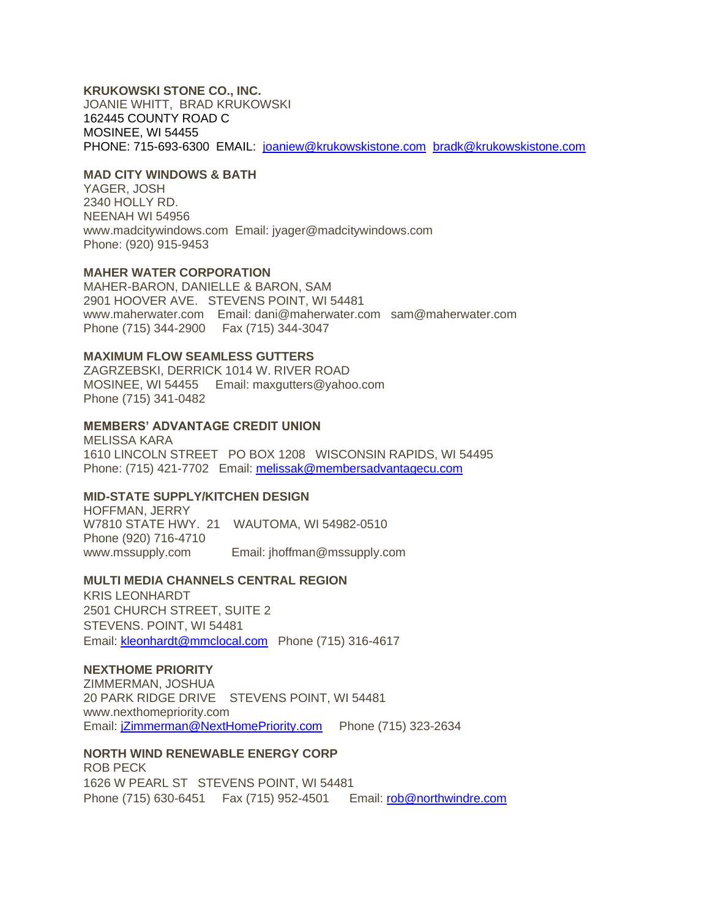**KRUKOWSKI STONE CO., INC.**
JOANIE WHITT, BRAD KRUKOWSKI
162445 COUNTY ROAD C
MOSINEE, WI 54455
PHONE: 715-693-6300 EMAIL: joaniew@krukowskistone.com bradk@krukowskistone.com

**MAD CITY WINDOWS & BATH**
YAGER, JOSH
2340 HOLLY RD.
NEENAH WI 54956
www.madcitywindows.com Email: jyager@madcitywindows.com
Phone: (920) 915-9453

**MAHER WATER CORPORATION**
MAHER-BARON, DANIELLE & BARON, SAM
2901 HOOVER AVE. STEVENS POINT, WI 54481
www.maherwater.com Email: dani@maherwater.com sam@maherwater.com
Phone (715) 344-2900 Fax (715) 344-3047

**MAXIMUM FLOW SEAMLESS GUTTERS**
ZAGRZEBSKI, DERRICK 1014 W. RIVER ROAD
MOSINEE, WI 54455 Email: maxgutters@yahoo.com
Phone (715) 341-0482

**MEMBERS' ADVANTAGE CREDIT UNION**
MELISSA KARA
1610 LINCOLN STREET PO BOX 1208 WISCONSIN RAPIDS, WI 54495
Phone: (715) 421-7702 Email: melissak@membersadvantagecu.com

**MID-STATE SUPPLY/KITCHEN DESIGN**
HOFFMAN, JERRY
W7810 STATE HWY. 21 WAUTOMA, WI 54982-0510
Phone (920) 716-4710
www.mssupply.com Email: jhoffman@mssupply.com

**MULTI MEDIA CHANNELS CENTRAL REGION**
KRIS LEONHARDT
2501 CHURCH STREET, SUITE 2
STEVENS. POINT, WI 54481
Email: kleonhardt@mmclocal.com Phone (715) 316-4617

**NEXTHOME PRIORITY**
ZIMMERMAN, JOSHUA
20 PARK RIDGE DRIVE STEVENS POINT, WI 54481
www.nexthomepriority.com
Email: jZimmerman@NextHomePriority.com Phone (715) 323-2634

**NORTH WIND RENEWABLE ENERGY CORP**
ROB PECK
1626 W PEARL ST STEVENS POINT, WI 54481
Phone (715) 630-6451 Fax (715) 952-4501 Email: rob@northwindre.com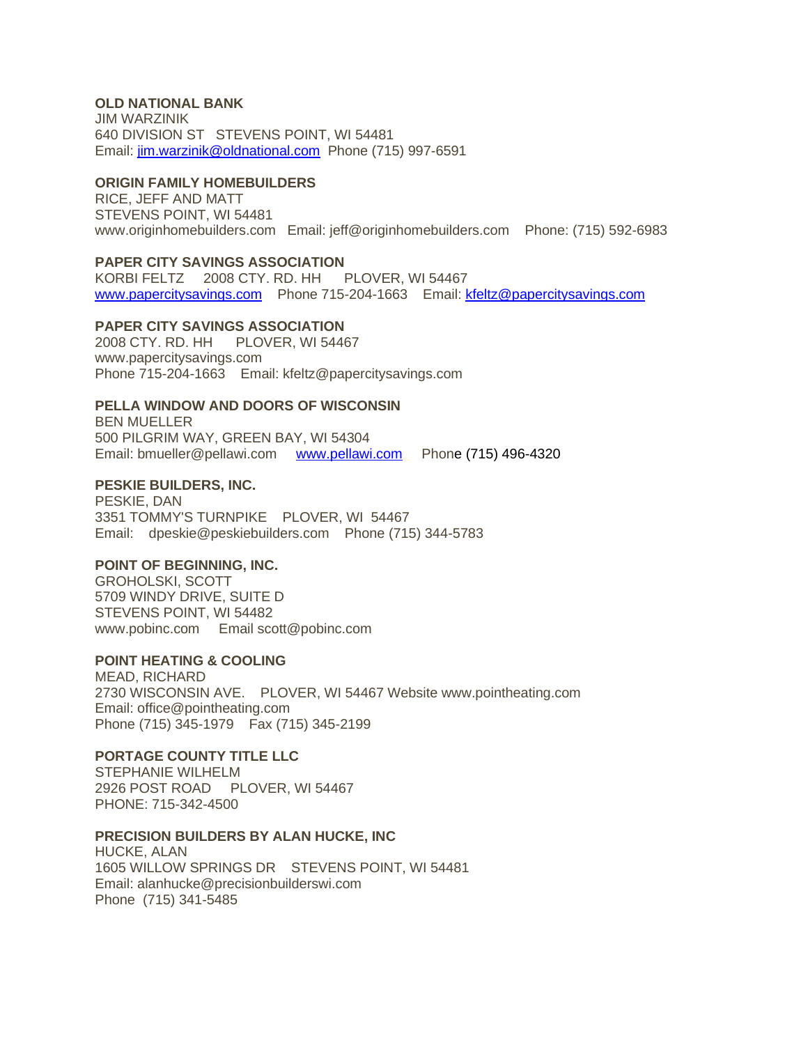**OLD NATIONAL BANK**
JIM WARZINIK
640 DIVISION ST STEVENS POINT, WI 54481
Email: jim.warzinik@oldnational.com Phone (715) 997-6591

**ORIGIN FAMILY HOMEBUILDERS**
RICE, JEFF AND MATT
STEVENS POINT, WI 54481
www.originhomebuilders.com Email: jeff@originhomebuilders.com Phone: (715) 592-6983

**PAPER CITY SAVINGS ASSOCIATION**
KORBI FELTZ 2008 CTY. RD. HH PLOVER, WI 54467
www.papercitysavings.com Phone 715-204-1663 Email: kfeltz@papercitysavings.com

**PAPER CITY SAVINGS ASSOCIATION**
2008 CTY. RD. HH PLOVER, WI 54467
www.papercitysavings.com
Phone 715-204-1663 Email: kfeltz@papercitysavings.com

**PELLA WINDOW AND DOORS OF WISCONSIN**
BEN MUELLER
500 PILGRIM WAY, GREEN BAY, WI 54304
Email: bmueller@pellawi.com www.pellawi.com Phone (715) 496-4320

**PESKIE BUILDERS, INC.**
PESKIE, DAN
3351 TOMMY'S TURNPIKE PLOVER, WI 54467
Email: dpeskie@peskiebuilders.com Phone (715) 344-5783

**POINT OF BEGINNING, INC.**
GROHOLSKI, SCOTT
5709 WINDY DRIVE, SUITE D
STEVENS POINT, WI 54482
www.pobinc.com Email scott@pobinc.com

**POINT HEATING & COOLING**
MEAD, RICHARD
2730 WISCONSIN AVE. PLOVER, WI 54467 Website www.pointheating.com
Email: office@pointheating.com
Phone (715) 345-1979 Fax (715) 345-2199

**PORTAGE COUNTY TITLE LLC**
STEPHANIE WILHELM
2926 POST ROAD PLOVER, WI 54467
PHONE: 715-342-4500

**PRECISION BUILDERS BY ALAN HUCKE, INC**
HUCKE, ALAN
1605 WILLOW SPRINGS DR STEVENS POINT, WI 54481
Email: alanhucke@precisionbuilderswi.com
Phone (715) 341-5485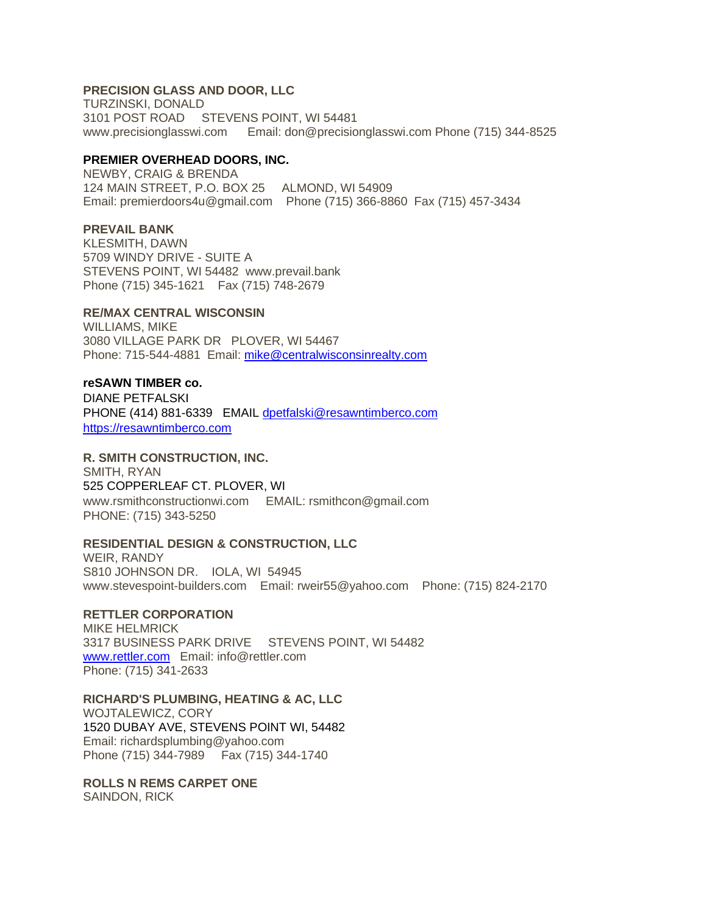**PRECISION GLASS AND DOOR, LLC**
TURZINSKI, DONALD
3101 POST ROAD     STEVENS POINT, WI 54481
www.precisionglasswi.com     Email: don@precisionglasswi.com Phone (715) 344-8525

**PREMIER OVERHEAD DOORS, INC.**
NEWBY, CRAIG & BRENDA
124 MAIN STREET, P.O. BOX 25     ALMOND, WI 54909
Email: premierdoors4u@gmail.com     Phone (715) 366-8860  Fax (715) 457-3434

**PREVAIL BANK**
KLESMITH, DAWN
5709 WINDY DRIVE - SUITE A
STEVENS POINT, WI 54482  www.prevail.bank
Phone (715) 345-1621    Fax (715) 748-2679

**RE/MAX CENTRAL WISCONSIN**
WILLIAMS, MIKE
3080 VILLAGE PARK DR   PLOVER, WI 54467
Phone: 715-544-4881  Email: mike@centralwisconsinrealty.com

**reSAWN TIMBER co.**
DIANE PETFALSKI
PHONE (414) 881-6339   EMAIL dpetfalski@resawntimberco.com
https://resawntimberco.com

**R. SMITH CONSTRUCTION, INC.**
SMITH, RYAN
525 COPPERLEAF CT. PLOVER, WI
www.rsmithconstructionwi.com     EMAIL: rsmithcon@gmail.com
PHONE: (715) 343-5250

**RESIDENTIAL DESIGN & CONSTRUCTION, LLC**
WEIR, RANDY
S810 JOHNSON DR.    IOLA, WI  54945
www.stevespoint-builders.com    Email: rweir55@yahoo.com    Phone: (715) 824-2170

**RETTLER CORPORATION**
MIKE HELMRICK
3317 BUSINESS PARK DRIVE     STEVENS POINT, WI 54482
www.rettler.com   Email: info@rettler.com
Phone: (715) 341-2633

**RICHARD'S PLUMBING, HEATING & AC, LLC**
WOJTALEWICZ, CORY
1520 DUBAY AVE, STEVENS POINT WI, 54482
Email: richardsplumbing@yahoo.com
Phone (715) 344-7989     Fax (715) 344-1740

**ROLLS N REMS CARPET ONE**
SAINDON, RICK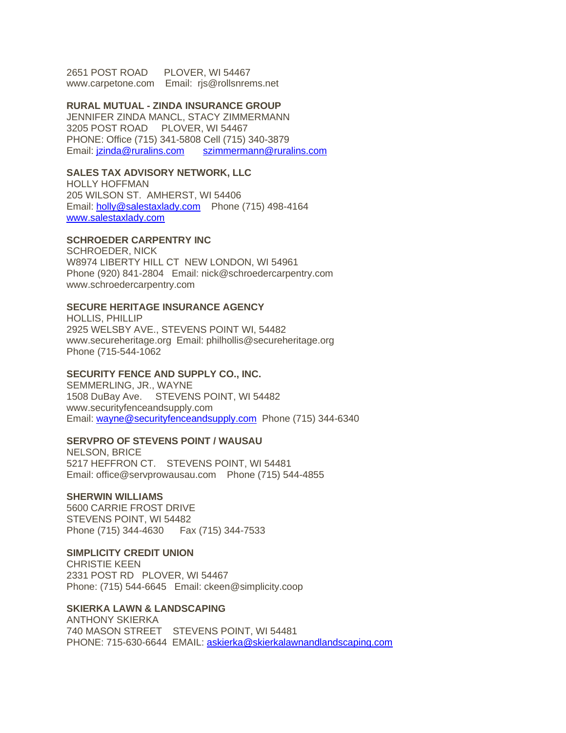2651 POST ROAD PLOVER, WI 54467
www.carpetone.com Email: rjs@rollsnrems.net

**RURAL MUTUAL - ZINDA INSURANCE GROUP**
JENNIFER ZINDA MANCL, STACY ZIMMERMANN
3205 POST ROAD PLOVER, WI 54467
PHONE: Office (715) 341-5808 Cell (715) 340-3879
Email: jzinda@ruralins.com szimmermann@ruralins.com

**SALES TAX ADVISORY NETWORK, LLC**
HOLLY HOFFMAN
205 WILSON ST. AMHERST, WI 54406
Email: holly@salestaxlady.com Phone (715) 498-4164
www.salestaxlady.com

**SCHROEDER CARPENTRY INC**
SCHROEDER, NICK
W8974 LIBERTY HILL CT NEW LONDON, WI 54961
Phone (920) 841-2804 Email: nick@schroedercarpentry.com
www.schroedercarpentry.com

**SECURE HERITAGE INSURANCE AGENCY**
HOLLIS, PHILLIP
2925 WELSBY AVE., STEVENS POINT WI, 54482
www.secureheritage.org Email: philhollis@secureheritage.org
Phone (715-544-1062

**SECURITY FENCE AND SUPPLY CO., INC.**
SEMMERLING, JR., WAYNE
1508 DuBay Ave. STEVENS POINT, WI 54482
www.securityfenceandsupply.com
Email: wayne@securityfenceandsupply.com Phone (715) 344-6340

**SERVPRO OF STEVENS POINT / WAUSAU**
NELSON, BRICE
5217 HEFFRON CT. STEVENS POINT, WI 54481
Email: office@servprowausau.com Phone (715) 544-4855

**SHERWIN WILLIAMS**
5600 CARRIE FROST DRIVE
STEVENS POINT, WI 54482
Phone (715) 344-4630 Fax (715) 344-7533

**SIMPLICITY CREDIT UNION**
CHRISTIE KEEN
2331 POST RD PLOVER, WI 54467
Phone: (715) 544-6645 Email: ckeen@simplicity.coop

**SKIERKA LAWN & LANDSCAPING**
ANTHONY SKIERKA
740 MASON STREET STEVENS POINT, WI 54481
PHONE: 715-630-6644 EMAIL: askierka@skierkalawnandlandscaping.com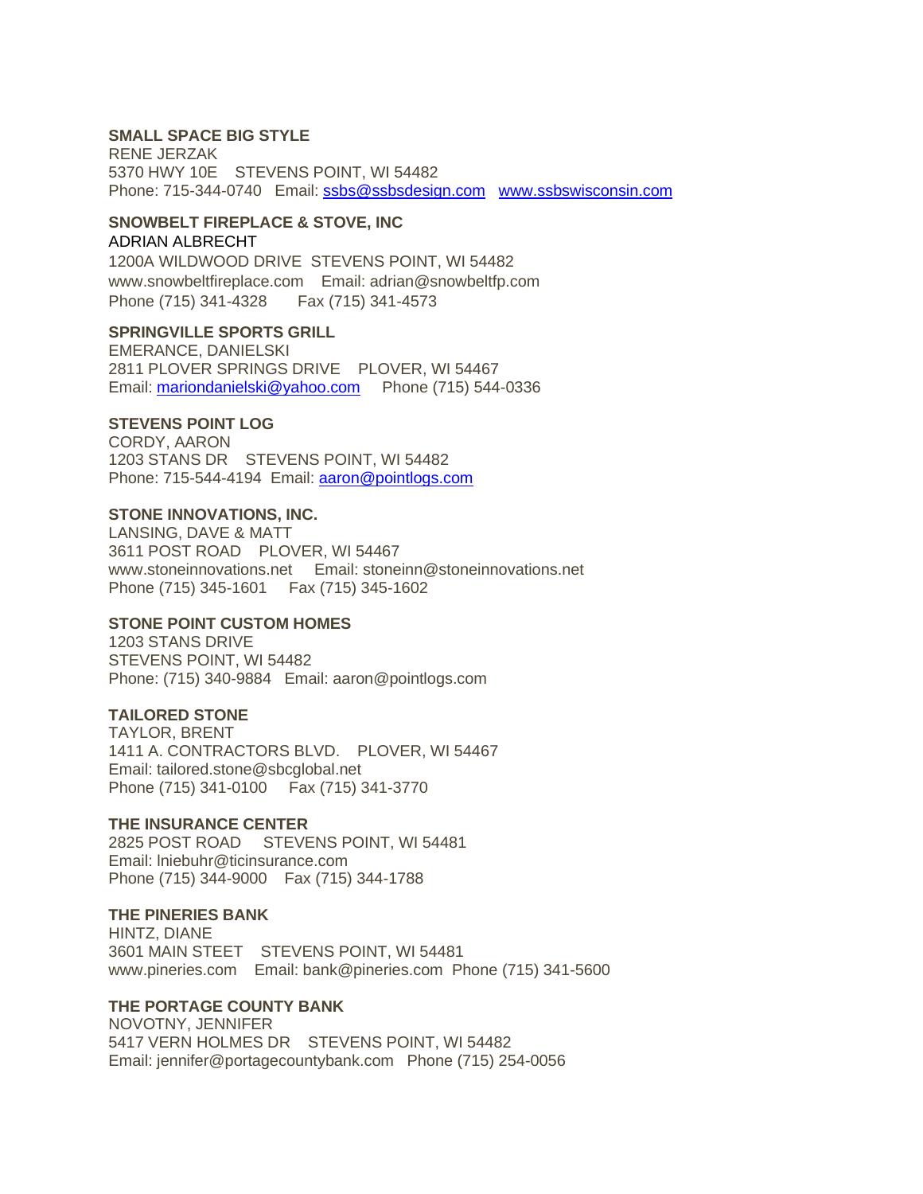**SMALL SPACE BIG STYLE**
RENE JERZAK
5370 HWY 10E    STEVENS POINT, WI 54482
Phone: 715-344-0740   Email: ssbs@ssbsdesign.com   www.ssbswisconsin.com

**SNOWBELT FIREPLACE & STOVE, INC**
ADRIAN ALBRECHT
1200A WILDWOOD DRIVE  STEVENS POINT, WI 54482
www.snowbeltfireplace.com    Email: adrian@snowbeltfp.com
Phone (715) 341-4328       Fax (715) 341-4573

**SPRINGVILLE SPORTS GRILL**
EMERANCE, DANIELSKI
2811 PLOVER SPRINGS DRIVE    PLOVER, WI 54467
Email: mariondanielski@yahoo.com     Phone (715) 544-0336

**STEVENS POINT LOG**
CORDY, AARON
1203 STANS DR    STEVENS POINT, WI 54482
Phone: 715-544-4194  Email: aaron@pointlogs.com

**STONE INNOVATIONS, INC.**
LANSING, DAVE & MATT
3611 POST ROAD    PLOVER, WI 54467
www.stoneinnovations.net    Email: stoneinn@stoneinnovations.net
Phone (715) 345-1601     Fax (715) 345-1602

**STONE POINT CUSTOM HOMES**
1203 STANS DRIVE
STEVENS POINT, WI 54482
Phone: (715) 340-9884   Email: aaron@pointlogs.com

**TAILORED STONE**
TAYLOR, BRENT
1411 A. CONTRACTORS BLVD.    PLOVER, WI 54467
Email: tailored.stone@sbcglobal.net
Phone (715) 341-0100     Fax (715) 341-3770

**THE INSURANCE CENTER**
2825 POST ROAD     STEVENS POINT, WI 54481
Email: lniebuhr@ticinsurance.com
Phone (715) 344-9000    Fax (715) 344-1788

**THE PINERIES BANK**
HINTZ, DIANE
3601 MAIN STEET    STEVENS POINT, WI 54481
www.pineries.com    Email: bank@pineries.com  Phone (715) 341-5600

**THE PORTAGE COUNTY BANK**
NOVOTNY, JENNIFER
5417 VERN HOLMES DR    STEVENS POINT, WI 54482
Email: jennifer@portagecountybank.com   Phone (715) 254-0056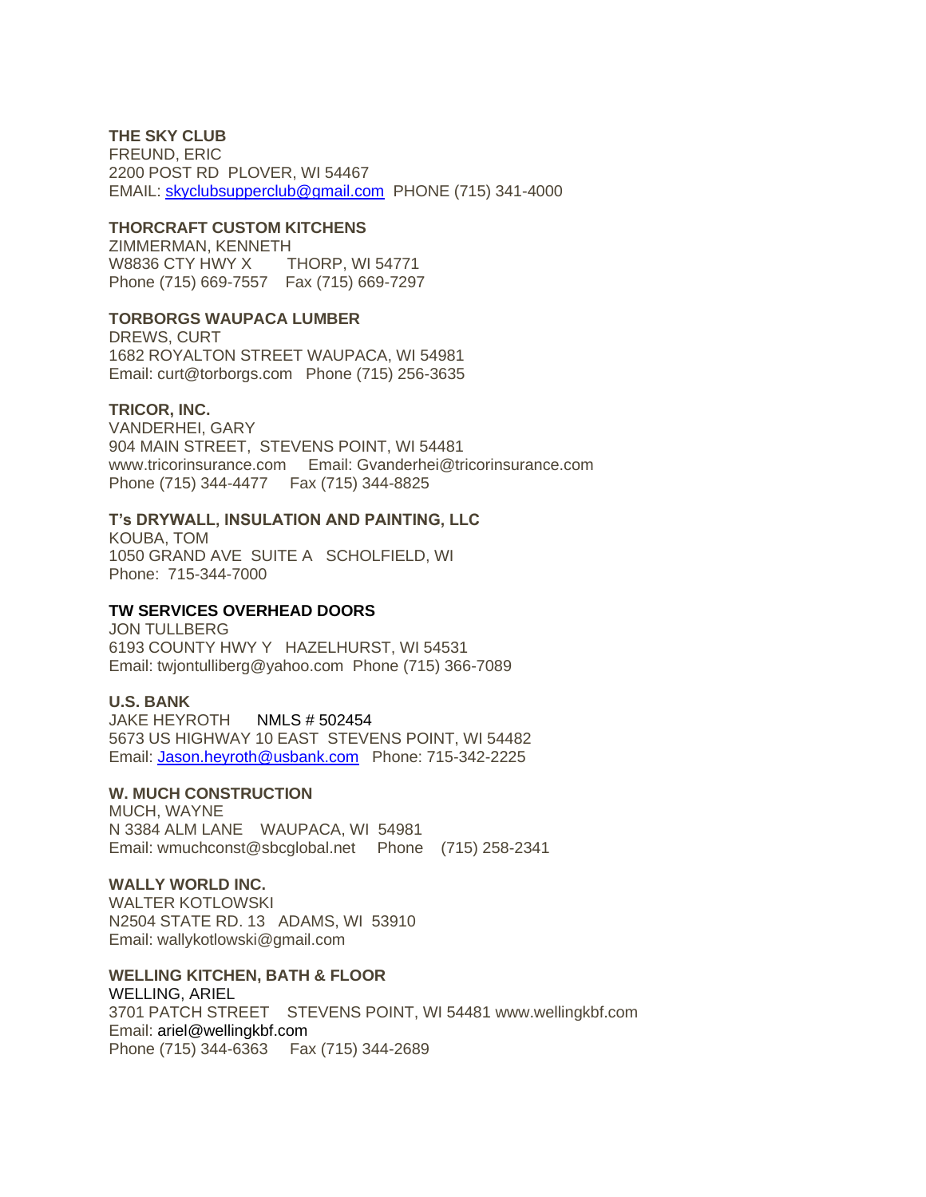**THE SKY CLUB**
FREUND, ERIC
2200 POST RD PLOVER, WI 54467
EMAIL: skyclubsupperclub@gmail.com PHONE (715) 341-4000

**THORCRAFT CUSTOM KITCHENS**
ZIMMERMAN, KENNETH
W8836 CTY HWY X THORP, WI 54771
Phone (715) 669-7557 Fax (715) 669-7297

**TORBORGS WAUPACA LUMBER**
DREWS, CURT
1682 ROYALTON STREET WAUPACA, WI 54981
Email: curt@torborgs.com Phone (715) 256-3635

**TRICOR, INC.**
VANDERHEI, GARY
904 MAIN STREET, STEVENS POINT, WI 54481
www.tricorinsurance.com Email: Gvanderhei@tricorinsurance.com
Phone (715) 344-4477 Fax (715) 344-8825

**T's DRYWALL, INSULATION AND PAINTING, LLC**
KOUBA, TOM
1050 GRAND AVE SUITE A SCHOLFIELD, WI
Phone: 715-344-7000

**TW SERVICES OVERHEAD DOORS**
JON TULLBERG
6193 COUNTY HWY Y HAZELHURST, WI 54531
Email: twjontulliberg@yahoo.com Phone (715) 366-7089

**U.S. BANK**
JAKE HEYROTH NMLS # 502454
5673 US HIGHWAY 10 EAST STEVENS POINT, WI 54482
Email: Jason.heyroth@usbank.com Phone: 715-342-2225

**W. MUCH CONSTRUCTION**
MUCH, WAYNE
N 3384 ALM LANE WAUPACA, WI 54981
Email: wmuchconst@sbcglobal.net Phone (715) 258-2341

**WALLY WORLD INC.**
WALTER KOTLOWSKI
N2504 STATE RD. 13 ADAMS, WI 53910
Email: wallykotlowski@gmail.com

**WELLING KITCHEN, BATH & FLOOR**
WELLING, ARIEL
3701 PATCH STREET STEVENS POINT, WI 54481 www.wellingkbf.com
Email: ariel@wellingkbf.com
Phone (715) 344-6363 Fax (715) 344-2689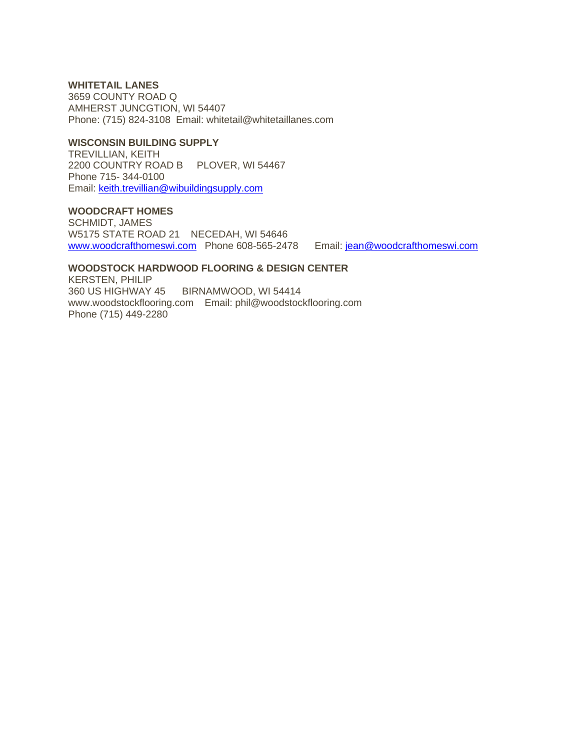**WHITETAIL LANES**
3659 COUNTY ROAD Q
AMHERST JUNCGTION, WI 54407
Phone: (715) 824-3108  Email: whitetail@whitetaillanes.com

**WISCONSIN BUILDING SUPPLY**
TREVILLIAN, KEITH
2200 COUNTRY ROAD B     PLOVER, WI 54467
Phone 715- 344-0100
Email: keith.trevillian@wibuildingsupply.com

**WOODCRAFT HOMES**
SCHMIDT, JAMES
W5175 STATE ROAD 21    NECEDAH, WI 54646
www.woodcrafthomeswi.com   Phone 608-565-2478      Email: jean@woodcrafthomeswi.com

**WOODSTOCK HARDWOOD FLOORING & DESIGN CENTER**
KERSTEN, PHILIP
360 US HIGHWAY 45      BIRNAMWOOD, WI 54414
www.woodstockflooring.com    Email: phil@woodstockflooring.com
Phone (715) 449-2280